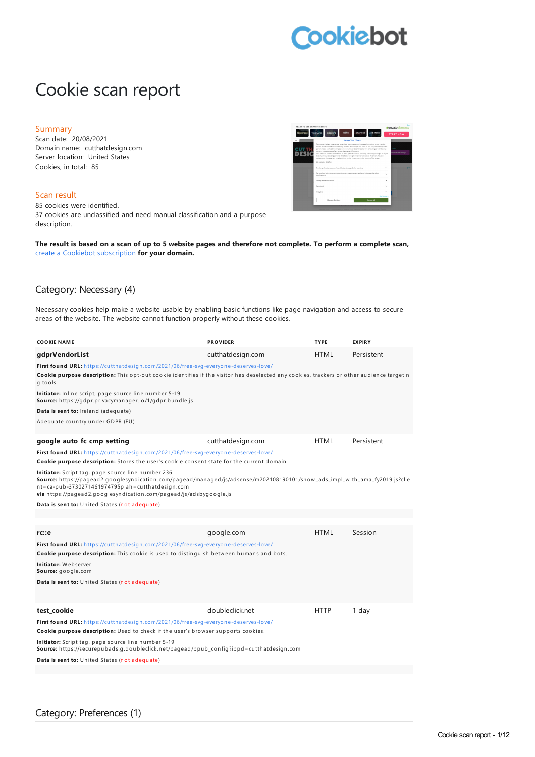Cookiebot

# Cookie scan report

## Summary

Scan date: 20/08/2021
Domain name: cutthatdesign.com
Server location: United States
Cookies, in total: 85

## Scan result

85 cookies were identified.
37 cookies are unclassified and need manual classification and a purpose description.

**The result is based on a scan of up to 5 website pages and therefore not complete. To perform a complete scan,** create a Cookiebot subscription **for your domain.**

## Category: Necessary (4)

Necessary cookies help make a website usable by enabling basic functions like page navigation and access to secure areas of the website. The website cannot function properly without these cookies.

| COOKIE NAME | PROVIDER | TYPE | EXPIRY |
|---|---|---|---|
| **gdprVendorList** | cutthatdesign.com | HTML | Persistent |

**First found URL:** https://cutthatdesign.com/2021/06/free-svg-everyone-deserves-love/
**Cookie purpose description:** This opt-out cookie identifies if the visitor has deselected any cookies, trackers or other audience targeting tools.

**Initiator:** Inline script, page source line number 5-19
**Source:** https://gdpr.privacymanager.io/1/gdpr.bundle.js

**Data is sent to:** Ireland (adequate)

Adequate country under GDPR (EU)

| COOKIE NAME | PROVIDER | TYPE | EXPIRY |
|---|---|---|---|
| **google_auto_fc_cmp_setting** | cutthatdesign.com | HTML | Persistent |

**First found URL:** https://cutthatdesign.com/2021/06/free-svg-everyone-deserves-love/
**Cookie purpose description:** Stores the user's cookie consent state for the current domain

**Initiator:** Script tag, page source line number 236
**Source:** https://pagead2.googlesyndication.com/pagead/managed/js/adsense/m202108190101/show_ads_impl_with_ama_fy2019.js?client=ca-pub-3730271461974795plah=cutthatdesign.com
**via** https://pagead2.googlesyndication.com/pagead/js/adsbygoogle.js

**Data is sent to:** United States (not adequate)

| COOKIE NAME | PROVIDER | TYPE | EXPIRY |
|---|---|---|---|
| **rc::e** | google.com | HTML | Session |

**First found URL:** https://cutthatdesign.com/2021/06/free-svg-everyone-deserves-love/
**Cookie purpose description:** This cookie is used to distinguish between humans and bots.

**Initiator:** Webserver
**Source:** google.com

**Data is sent to:** United States (not adequate)

| COOKIE NAME | PROVIDER | TYPE | EXPIRY |
|---|---|---|---|
| **test_cookie** | doubleclick.net | HTTP | 1 day |

**First found URL:** https://cutthatdesign.com/2021/06/free-svg-everyone-deserves-love/
**Cookie purpose description:** Used to check if the user's browser supports cookies.

**Initiator:** Script tag, page source line number 5-19
**Source:** https://securepubads.g.doubleclick.net/pagead/ppub_config?ippd=cutthatdesign.com

**Data is sent to:** United States (not adequate)

## Category: Preferences (1)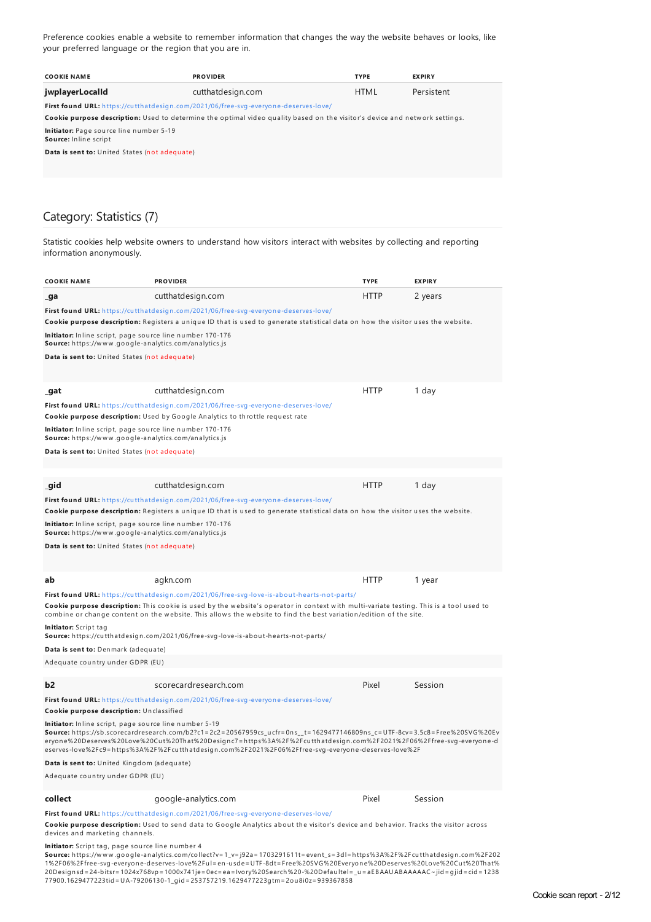Preference cookies enable a website to remember information that changes the way the website behaves or looks, like your preferred language or the region that you are in.

| COOKIE NAME | PROVIDER | TYPE | EXPIRY |
|---|---|---|---|
| **jwplayerLocalId** | cutthatdesign.com | HTML | Persistent |

**First found URL:** https://cutthatdesign.com/2021/06/free-svg-everyone-deserves-love/

**Cookie purpose description:** Used to determine the optimal video quality based on the visitor's device and network settings.

**Initiator:** Page source line number 5-19
**Source:** Inline script

**Data is sent to:** United States (not adequate)

## Category: Statistics (7)

Statistic cookies help website owners to understand how visitors interact with websites by collecting and reporting information anonymously.

| COOKIE NAME | PROVIDER | TYPE | EXPIRY |
|---|---|---|---|
| **_ga** | cutthatdesign.com | HTTP | 2 years |

**First found URL:** https://cutthatdesign.com/2021/06/free-svg-everyone-deserves-love/

**Cookie purpose description:** Registers a unique ID that is used to generate statistical data on how the visitor uses the website.

**Initiator:** Inline script, page source line number 170-176
**Source:** https://www.google-analytics.com/analytics.js

**Data is sent to:** United States (not adequate)

| COOKIE NAME | PROVIDER | TYPE | EXPIRY |
|---|---|---|---|
| **_gat** | cutthatdesign.com | HTTP | 1 day |

**First found URL:** https://cutthatdesign.com/2021/06/free-svg-everyone-deserves-love/

**Cookie purpose description:** Used by Google Analytics to throttle request rate

**Initiator:** Inline script, page source line number 170-176
**Source:** https://www.google-analytics.com/analytics.js

**Data is sent to:** United States (not adequate)

| COOKIE NAME | PROVIDER | TYPE | EXPIRY |
|---|---|---|---|
| **_gid** | cutthatdesign.com | HTTP | 1 day |

**First found URL:** https://cutthatdesign.com/2021/06/free-svg-everyone-deserves-love/

**Cookie purpose description:** Registers a unique ID that is used to generate statistical data on how the visitor uses the website.

**Initiator:** Inline script, page source line number 170-176
**Source:** https://www.google-analytics.com/analytics.js

**Data is sent to:** United States (not adequate)

| COOKIE NAME | PROVIDER | TYPE | EXPIRY |
|---|---|---|---|
| **ab** | agkn.com | HTTP | 1 year |

**First found URL:** https://cutthatdesign.com/2021/06/free-svg-love-is-about-hearts-not-parts/

**Cookie purpose description:** This cookie is used by the website's operator in context with multi-variate testing. This is a tool used to combine or change content on the website. This allows the website to find the best variation/edition of the site.

**Initiator:** Script tag
**Source:** https://cutthatdesign.com/2021/06/free-svg-love-is-about-hearts-not-parts/

**Data is sent to:** Denmark (adequate)

Adequate country under GDPR (EU)

| COOKIE NAME | PROVIDER | TYPE | EXPIRY |
|---|---|---|---|
| **b2** | scorecardresearch.com | Pixel | Session |

**First found URL:** https://cutthatdesign.com/2021/06/free-svg-everyone-deserves-love/

**Cookie purpose description:** Unclassified

**Initiator:** Inline script, page source line number 5-19
**Source:** https://sb.scorecardresearch.com/b2?c1=2c2=20567959cs_ucfr=0ns__t=1629477146809ns_c=UTF-8cv=3.5c8=Free%20SVG%20Everyone%20Deserves%20Love%20Cut%20That%20Designc7=https%3A%2F%2Fcutthatdesign.com%2F2021%2F06%2Ffree-svg-everyone-deserves-love%2Fc9=https%3A%2F%2Fcutthatdesign.com%2F2021%2F06%2Ffree-svg-everyone-deserves-love%2F

**Data is sent to:** United Kingdom (adequate)

Adequate country under GDPR (EU)

| COOKIE NAME | PROVIDER | TYPE | EXPIRY |
|---|---|---|---|
| **collect** | google-analytics.com | Pixel | Session |

**First found URL:** https://cutthatdesign.com/2021/06/free-svg-everyone-deserves-love/

**Cookie purpose description:** Used to send data to Google Analytics about the visitor's device and behavior. Tracks the visitor across devices and marketing channels.

**Initiator:** Script tag, page source line number 4
**Source:** https://www.google-analytics.com/collect?v=1_v=j92a=1703291611t=event_s=3dl=https%3A%2F%2Fcutthatdesign.com%2F2021%2F06%2Ffree-svg-everyone-deserves-love%2Ful=en-usde=UTF-8dt=Free%20SVG%20Everyone%20Deserves%20Love%20Cut%20That%20Designsd=24-bitsr=1024x768vp=1000x741je=0ec=ea=Ivory%20Search%20-%20Defaultel=_u=aEBAAUABAAAAAC~jid=gjid=cid=123877900.1629477223tid=UA-79206130-1_gid=253757219.1629477223gtm=2ou8i0z=939367858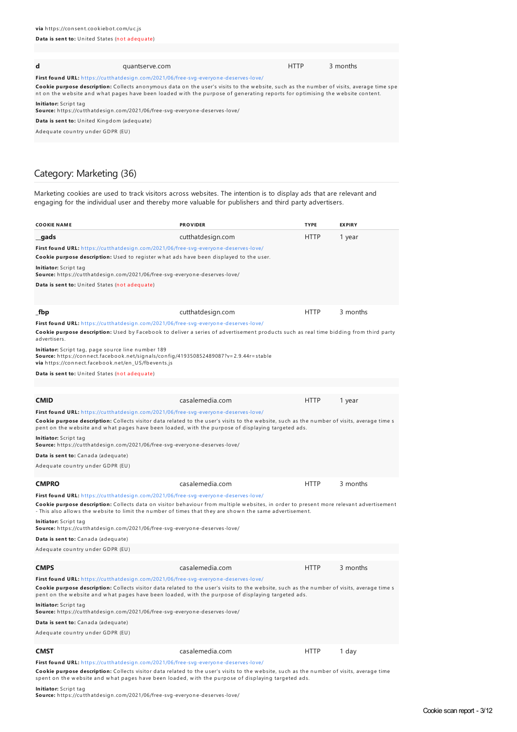**via** https://consent.cookiebot.com/uc.js

**Data is sent to:** United States (not adequate)

| | | | |
|---|---|---|---|
| **d** | quantserve.com | HTTP | 3 months |

**First found URL:** https://cutthatdesign.com/2021/06/free-svg-everyone-deserves-love/

**Cookie purpose description:** Collects anonymous data on the user's visits to the website, such as the number of visits, average time spent on the website and what pages have been loaded with the purpose of generating reports for optimising the website content.

**Initiator:** Script tag
**Source:** https://cutthatdesign.com/2021/06/free-svg-everyone-deserves-love/

**Data is sent to:** United Kingdom (adequate)

Adequate country under GDPR (EU)

## Category: Marketing (36)

Marketing cookies are used to track visitors across websites. The intention is to display ads that are relevant and engaging for the individual user and thereby more valuable for publishers and third party advertisers.

| COOKIE NAME | PROVIDER | TYPE | EXPIRY |
|---|---|---|---|
| **__gads** | cutthatdesign.com | HTTP | 1 year |

**First found URL:** https://cutthatdesign.com/2021/06/free-svg-everyone-deserves-love/

**Cookie purpose description:** Used to register what ads have been displayed to the user.

**Initiator:** Script tag
**Source:** https://cutthatdesign.com/2021/06/free-svg-everyone-deserves-love/

**Data is sent to:** United States (not adequate)

| | | | |
|---|---|---|---|
| **_fbp** | cutthatdesign.com | HTTP | 3 months |

**First found URL:** https://cutthatdesign.com/2021/06/free-svg-everyone-deserves-love/

**Cookie purpose description:** Used by Facebook to deliver a series of advertisement products such as real time bidding from third party advertisers.

**Initiator:** Script tag, page source line number 189
**Source:** https://connect.facebook.net/signals/config/419350852489087?v=2.9.44r=stable
**via** https://connect.facebook.net/en_US/fbevents.js

**Data is sent to:** United States (not adequate)

| | | | |
|---|---|---|---|
| **CMID** | casalemedia.com | HTTP | 1 year |

**First found URL:** https://cutthatdesign.com/2021/06/free-svg-everyone-deserves-love/

**Cookie purpose description:** Collects visitor data related to the user's visits to the website, such as the number of visits, average time spent on the website and what pages have been loaded, with the purpose of displaying targeted ads.

**Initiator:** Script tag
**Source:** https://cutthatdesign.com/2021/06/free-svg-everyone-deserves-love/

**Data is sent to:** Canada (adequate)

Adequate country under GDPR (EU)

| | | | |
|---|---|---|---|
| **CMPRO** | casalemedia.com | HTTP | 3 months |

**First found URL:** https://cutthatdesign.com/2021/06/free-svg-everyone-deserves-love/

**Cookie purpose description:** Collects data on visitor behaviour from multiple websites, in order to present more relevant advertisement - This also allows the website to limit the number of times that they are shown the same advertisement.

**Initiator:** Script tag
**Source:** https://cutthatdesign.com/2021/06/free-svg-everyone-deserves-love/

**Data is sent to:** Canada (adequate)

Adequate country under GDPR (EU)

| | | | |
|---|---|---|---|
| **CMPS** | casalemedia.com | HTTP | 3 months |

**First found URL:** https://cutthatdesign.com/2021/06/free-svg-everyone-deserves-love/

**Cookie purpose description:** Collects visitor data related to the user's visits to the website, such as the number of visits, average time spent on the website and what pages have been loaded, with the purpose of displaying targeted ads.

**Initiator:** Script tag
**Source:** https://cutthatdesign.com/2021/06/free-svg-everyone-deserves-love/

**Data is sent to:** Canada (adequate)

Adequate country under GDPR (EU)

| | | | |
|---|---|---|---|
| **CMST** | casalemedia.com | HTTP | 1 day |

**First found URL:** https://cutthatdesign.com/2021/06/free-svg-everyone-deserves-love/

**Cookie purpose description:** Collects visitor data related to the user's visits to the website, such as the number of visits, average time spent on the website and what pages have been loaded, with the purpose of displaying targeted ads.

**Initiator:** Script tag
**Source:** https://cutthatdesign.com/2021/06/free-svg-everyone-deserves-love/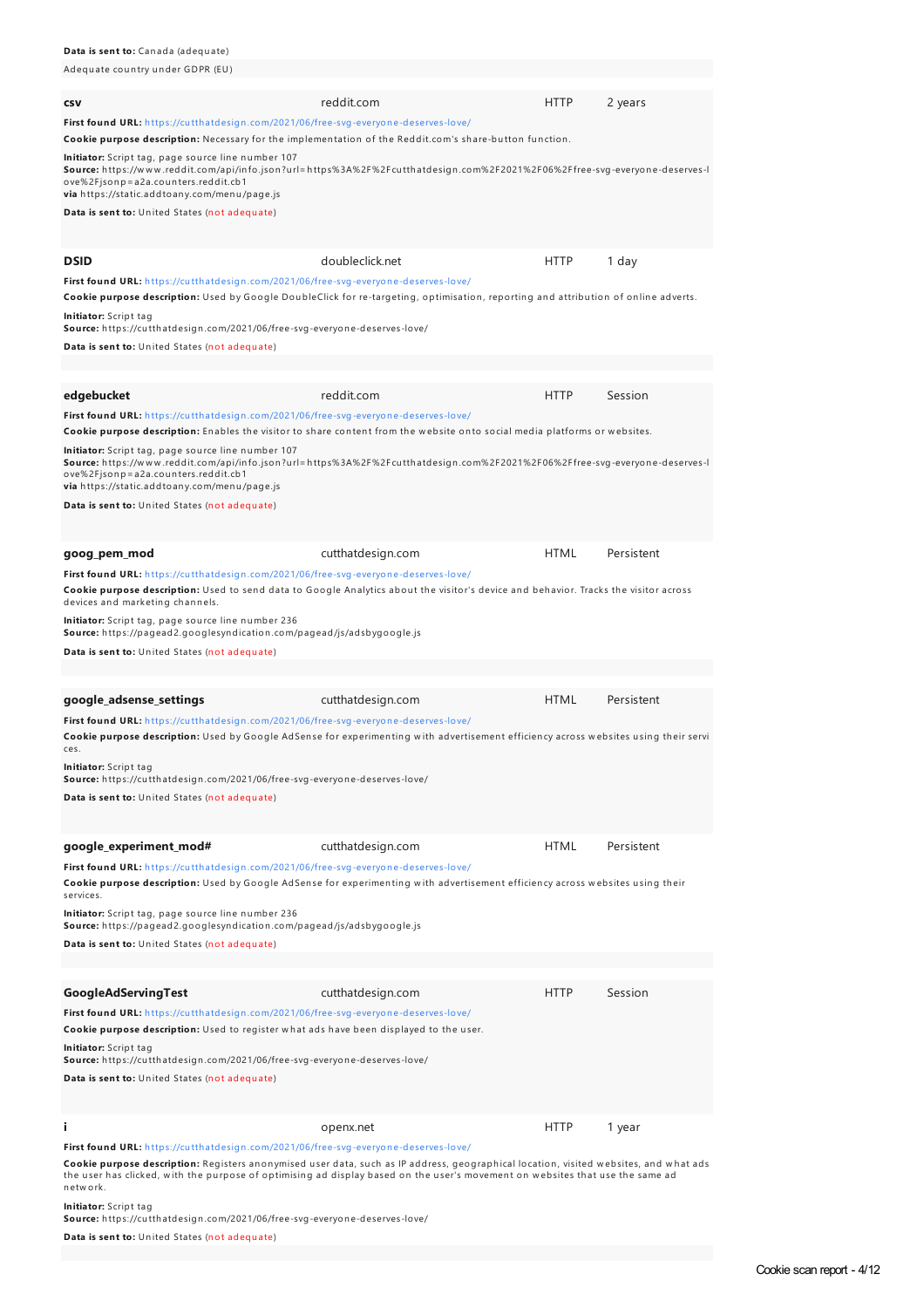**Data is sent to:** Canada (adequate)

Adequate country under GDPR (EU)

| **csv** | reddit.com | HTTP | 2 years |
|---|---|---|---|

**First found URL:** https://cutthatdesign.com/2021/06/free-svg-everyone-deserves-love/

**Cookie purpose description:** Necessary for the implementation of the Reddit.com's share-button function.

**Initiator:** Script tag, page source line number 107
**Source:** https://www.reddit.com/api/info.json?url=https%3A%2F%2Fcutthatdesign.com%2F2021%2F06%2Ffree-svg-everyone-deserves-love%2Fjsonp=a2a.counters.reddit.cb1
**via** https://static.addtoany.com/menu/page.js

**Data is sent to:** United States (not adequate)

| **DSID** | doubleclick.net | HTTP | 1 day |
|---|---|---|---|

**First found URL:** https://cutthatdesign.com/2021/06/free-svg-everyone-deserves-love/

**Cookie purpose description:** Used by Google DoubleClick for re-targeting, optimisation, reporting and attribution of online adverts.

**Initiator:** Script tag
**Source:** https://cutthatdesign.com/2021/06/free-svg-everyone-deserves-love/

**Data is sent to:** United States (not adequate)

| **edgebucket** | reddit.com | HTTP | Session |
|---|---|---|---|

**First found URL:** https://cutthatdesign.com/2021/06/free-svg-everyone-deserves-love/

**Cookie purpose description:** Enables the visitor to share content from the website onto social media platforms or websites.

**Initiator:** Script tag, page source line number 107
**Source:** https://www.reddit.com/api/info.json?url=https%3A%2F%2Fcutthatdesign.com%2F2021%2F06%2Ffree-svg-everyone-deserves-love%2Fjsonp=a2a.counters.reddit.cb1
**via** https://static.addtoany.com/menu/page.js

**Data is sent to:** United States (not adequate)

| **goog_pem_mod** | cutthatdesign.com | HTML | Persistent |
|---|---|---|---|

**First found URL:** https://cutthatdesign.com/2021/06/free-svg-everyone-deserves-love/

**Cookie purpose description:** Used to send data to Google Analytics about the visitor's device and behavior. Tracks the visitor across devices and marketing channels.

**Initiator:** Script tag, page source line number 236
**Source:** https://pagead2.googlesyndication.com/pagead/js/adsbygoogle.js

**Data is sent to:** United States (not adequate)

| **google_adsense_settings** | cutthatdesign.com | HTML | Persistent |
|---|---|---|---|

**First found URL:** https://cutthatdesign.com/2021/06/free-svg-everyone-deserves-love/

**Cookie purpose description:** Used by Google AdSense for experimenting with advertisement efficiency across websites using their services.

**Initiator:** Script tag
**Source:** https://cutthatdesign.com/2021/06/free-svg-everyone-deserves-love/

**Data is sent to:** United States (not adequate)

| **google_experiment_mod#** | cutthatdesign.com | HTML | Persistent |
|---|---|---|---|

**First found URL:** https://cutthatdesign.com/2021/06/free-svg-everyone-deserves-love/

**Cookie purpose description:** Used by Google AdSense for experimenting with advertisement efficiency across websites using their services.

**Initiator:** Script tag, page source line number 236
**Source:** https://pagead2.googlesyndication.com/pagead/js/adsbygoogle.js

**Data is sent to:** United States (not adequate)

| **GoogleAdServingTest** | cutthatdesign.com | HTTP | Session |
|---|---|---|---|

**First found URL:** https://cutthatdesign.com/2021/06/free-svg-everyone-deserves-love/

**Cookie purpose description:** Used to register what ads have been displayed to the user.

**Initiator:** Script tag
**Source:** https://cutthatdesign.com/2021/06/free-svg-everyone-deserves-love/

**Data is sent to:** United States (not adequate)

| **i** | openx.net | HTTP | 1 year |
|---|---|---|---|

**First found URL:** https://cutthatdesign.com/2021/06/free-svg-everyone-deserves-love/

**Cookie purpose description:** Registers anonymised user data, such as IP address, geographical location, visited websites, and what ads the user has clicked, with the purpose of optimising ad display based on the user's movement on websites that use the same ad network.

**Initiator:** Script tag
**Source:** https://cutthatdesign.com/2021/06/free-svg-everyone-deserves-love/

**Data is sent to:** United States (not adequate)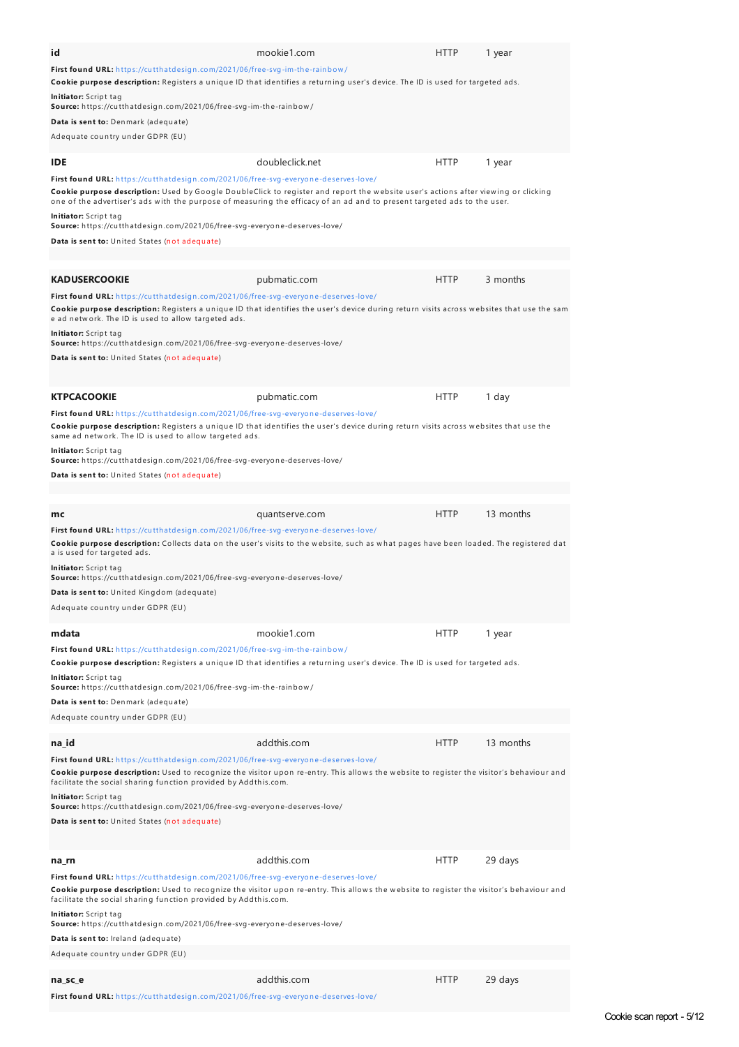| **id** | mookie1.com | HTTP | 1 year |
|---|---|---|---|

**First found URL:** https://cutthatdesign.com/2021/06/free-svg-im-the-rainbow/

**Cookie purpose description:** Registers a unique ID that identifies a returning user's device. The ID is used for targeted ads.

**Initiator:** Script tag
**Source:** https://cutthatdesign.com/2021/06/free-svg-im-the-rainbow/

**Data is sent to:** Denmark (adequate)

Adequate country under GDPR (EU)

| **IDE** | doubleclick.net | HTTP | 1 year |
|---|---|---|---|

**First found URL:** https://cutthatdesign.com/2021/06/free-svg-everyone-deserves-love/

**Cookie purpose description:** Used by Google DoubleClick to register and report the website user's actions after viewing or clicking one of the advertiser's ads with the purpose of measuring the efficacy of an ad and to present targeted ads to the user.

**Initiator:** Script tag
**Source:** https://cutthatdesign.com/2021/06/free-svg-everyone-deserves-love/

**Data is sent to:** United States (not adequate)

| **KADUSERCOOKIE** | pubmatic.com | HTTP | 3 months |
|---|---|---|---|

**First found URL:** https://cutthatdesign.com/2021/06/free-svg-everyone-deserves-love/

**Cookie purpose description:** Registers a unique ID that identifies the user's device during return visits across websites that use the same ad network. The ID is used to allow targeted ads.

**Initiator:** Script tag
**Source:** https://cutthatdesign.com/2021/06/free-svg-everyone-deserves-love/

**Data is sent to:** United States (not adequate)

| **KTPCACOOKIE** | pubmatic.com | HTTP | 1 day |
|---|---|---|---|

**First found URL:** https://cutthatdesign.com/2021/06/free-svg-everyone-deserves-love/

**Cookie purpose description:** Registers a unique ID that identifies the user's device during return visits across websites that use the same ad network. The ID is used to allow targeted ads.

**Initiator:** Script tag
**Source:** https://cutthatdesign.com/2021/06/free-svg-everyone-deserves-love/

**Data is sent to:** United States (not adequate)

| **mc** | quantserve.com | HTTP | 13 months |
|---|---|---|---|

**First found URL:** https://cutthatdesign.com/2021/06/free-svg-everyone-deserves-love/

**Cookie purpose description:** Collects data on the user's visits to the website, such as what pages have been loaded. The registered data is used for targeted ads.

**Initiator:** Script tag
**Source:** https://cutthatdesign.com/2021/06/free-svg-everyone-deserves-love/

**Data is sent to:** United Kingdom (adequate)

Adequate country under GDPR (EU)

| **mdata** | mookie1.com | HTTP | 1 year |
|---|---|---|---|

**First found URL:** https://cutthatdesign.com/2021/06/free-svg-im-the-rainbow/

**Cookie purpose description:** Registers a unique ID that identifies a returning user's device. The ID is used for targeted ads.

**Initiator:** Script tag
**Source:** https://cutthatdesign.com/2021/06/free-svg-im-the-rainbow/

**Data is sent to:** Denmark (adequate)

Adequate country under GDPR (EU)

| **na_id** | addthis.com | HTTP | 13 months |
|---|---|---|---|

**First found URL:** https://cutthatdesign.com/2021/06/free-svg-everyone-deserves-love/

**Cookie purpose description:** Used to recognize the visitor upon re-entry. This allows the website to register the visitor's behaviour and facilitate the social sharing function provided by Addthis.com.

**Initiator:** Script tag
**Source:** https://cutthatdesign.com/2021/06/free-svg-everyone-deserves-love/

**Data is sent to:** United States (not adequate)

| **na_rn** | addthis.com | HTTP | 29 days |
|---|---|---|---|

**First found URL:** https://cutthatdesign.com/2021/06/free-svg-everyone-deserves-love/

**Cookie purpose description:** Used to recognize the visitor upon re-entry. This allows the website to register the visitor's behaviour and facilitate the social sharing function provided by Addthis.com.

**Initiator:** Script tag
**Source:** https://cutthatdesign.com/2021/06/free-svg-everyone-deserves-love/

**Data is sent to:** Ireland (adequate)

Adequate country under GDPR (EU)

| **na_sc_e** | addthis.com | HTTP | 29 days |
|---|---|---|---|

**First found URL:** https://cutthatdesign.com/2021/06/free-svg-everyone-deserves-love/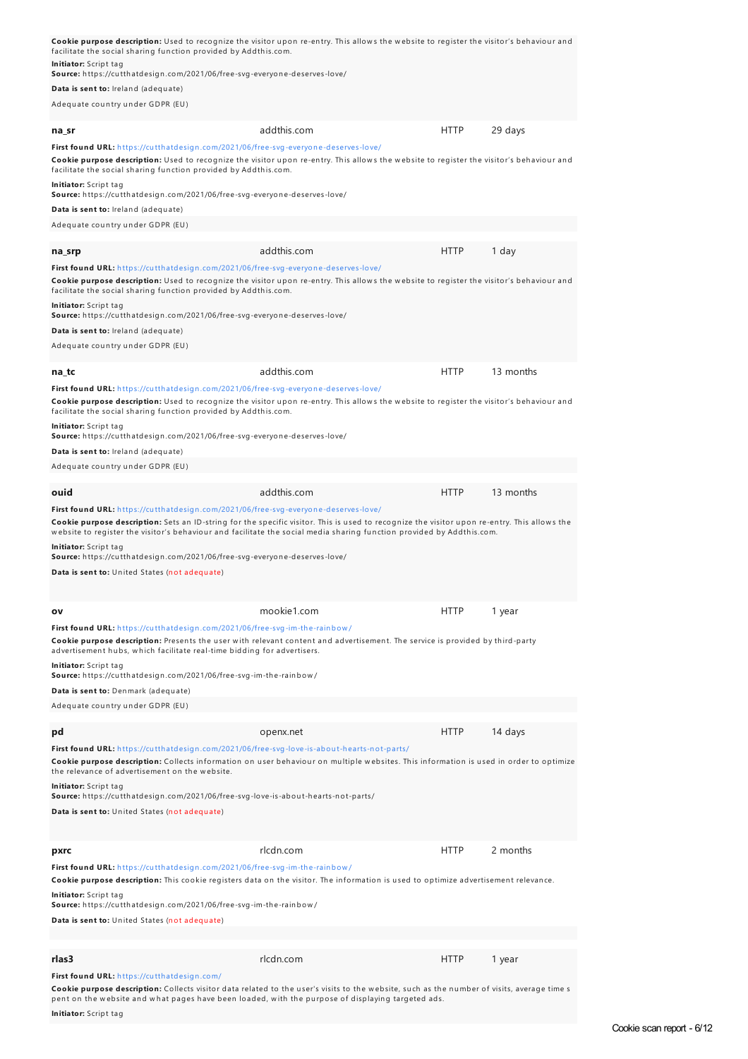**Cookie purpose description:** Used to recognize the visitor upon re-entry. This allows the website to register the visitor's behaviour and facilitate the social sharing function provided by Addthis.com.

**Initiator:** Script tag
**Source:** https://cutthatdesign.com/2021/06/free-svg-everyone-deserves-love/

**Data is sent to:** Ireland (adequate)

Adequate country under GDPR (EU)

| **na_sr** | addthis.com | HTTP | 29 days |
|---|---|---|---|

**First found URL:** https://cutthatdesign.com/2021/06/free-svg-everyone-deserves-love/

**Cookie purpose description:** Used to recognize the visitor upon re-entry. This allows the website to register the visitor's behaviour and facilitate the social sharing function provided by Addthis.com.

**Initiator:** Script tag
**Source:** https://cutthatdesign.com/2021/06/free-svg-everyone-deserves-love/

**Data is sent to:** Ireland (adequate)

Adequate country under GDPR (EU)

| **na_srp** | addthis.com | HTTP | 1 day |
|---|---|---|---|

**First found URL:** https://cutthatdesign.com/2021/06/free-svg-everyone-deserves-love/

**Cookie purpose description:** Used to recognize the visitor upon re-entry. This allows the website to register the visitor's behaviour and facilitate the social sharing function provided by Addthis.com.

**Initiator:** Script tag
**Source:** https://cutthatdesign.com/2021/06/free-svg-everyone-deserves-love/

**Data is sent to:** Ireland (adequate)

Adequate country under GDPR (EU)

| **na_tc** | addthis.com | HTTP | 13 months |
|---|---|---|---|

**First found URL:** https://cutthatdesign.com/2021/06/free-svg-everyone-deserves-love/

**Cookie purpose description:** Used to recognize the visitor upon re-entry. This allows the website to register the visitor's behaviour and facilitate the social sharing function provided by Addthis.com.

**Initiator:** Script tag
**Source:** https://cutthatdesign.com/2021/06/free-svg-everyone-deserves-love/

**Data is sent to:** Ireland (adequate)

Adequate country under GDPR (EU)

| **ouid** | addthis.com | HTTP | 13 months |
|---|---|---|---|

**First found URL:** https://cutthatdesign.com/2021/06/free-svg-everyone-deserves-love/

**Cookie purpose description:** Sets an ID-string for the specific visitor. This is used to recognize the visitor upon re-entry. This allows the website to register the visitor's behaviour and facilitate the social media sharing function provided by Addthis.com.

**Initiator:** Script tag
**Source:** https://cutthatdesign.com/2021/06/free-svg-everyone-deserves-love/

**Data is sent to:** United States (not adequate)

| **ov** | mookie1.com | HTTP | 1 year |
|---|---|---|---|

**First found URL:** https://cutthatdesign.com/2021/06/free-svg-im-the-rainbow/

**Cookie purpose description:** Presents the user with relevant content and advertisement. The service is provided by third-party advertisement hubs, which facilitate real-time bidding for advertisers.

**Initiator:** Script tag
**Source:** https://cutthatdesign.com/2021/06/free-svg-im-the-rainbow/

**Data is sent to:** Denmark (adequate)

Adequate country under GDPR (EU)

| **pd** | openx.net | HTTP | 14 days |
|---|---|---|---|

**First found URL:** https://cutthatdesign.com/2021/06/free-svg-love-is-about-hearts-not-parts/

**Cookie purpose description:** Collects information on user behaviour on multiple websites. This information is used in order to optimize the relevance of advertisement on the website.

**Initiator:** Script tag
**Source:** https://cutthatdesign.com/2021/06/free-svg-love-is-about-hearts-not-parts/

**Data is sent to:** United States (not adequate)

| **pxrc** | rlcdn.com | HTTP | 2 months |
|---|---|---|---|

**First found URL:** https://cutthatdesign.com/2021/06/free-svg-im-the-rainbow/

**Cookie purpose description:** This cookie registers data on the visitor. The information is used to optimize advertisement relevance.

**Initiator:** Script tag
**Source:** https://cutthatdesign.com/2021/06/free-svg-im-the-rainbow/

**Data is sent to:** United States (not adequate)

| **rlas3** | rlcdn.com | HTTP | 1 year |
|---|---|---|---|

**First found URL:** https://cutthatdesign.com/

**Cookie purpose description:** Collects visitor data related to the user's visits to the website, such as the number of visits, average time s pent on the website and what pages have been loaded, with the purpose of displaying targeted ads.

**Initiator:** Script tag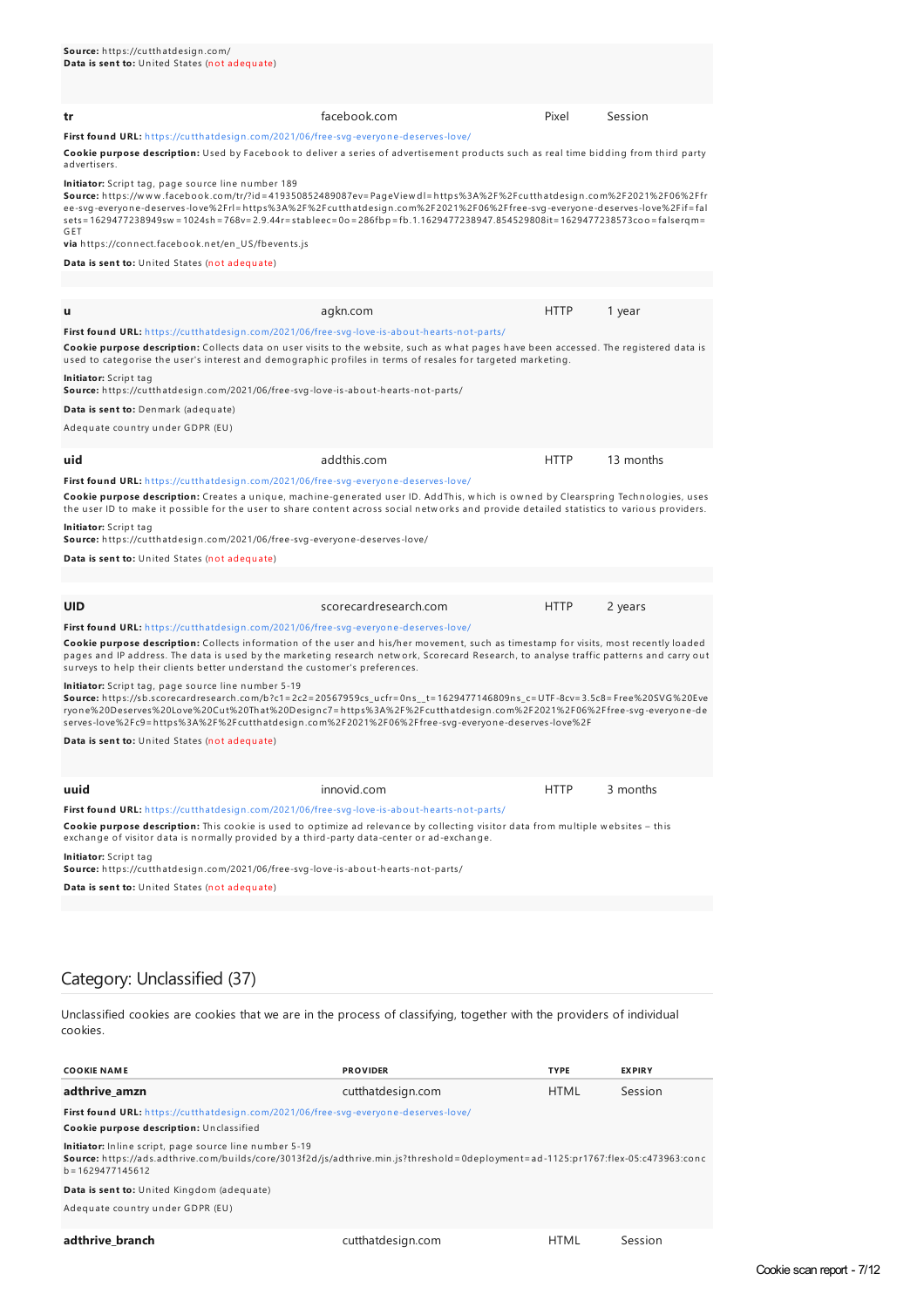**Source:** https://cutthatdesign.com/
**Data is sent to:** United States (not adequate)

| | | | |
|---|---|---|---|
| **tr** | facebook.com | Pixel | Session |

**First found URL:** https://cutthatdesign.com/2021/06/free-svg-everyone-deserves-love/

**Cookie purpose description:** Used by Facebook to deliver a series of advertisement products such as real time bidding from third party advertisers.

**Initiator:** Script tag, page source line number 189
**Source:** https://www.facebook.com/tr/?id=419350852489087ev=PageViewdl=https%3A%2F%2Fcutthatdesign.com%2F2021%2F06%2Ffree-svg-everyone-deserves-love%2Frl=https%3A%2F%2Fcutthatdesign.com%2F2021%2F06%2Ffree-svg-everyone-deserves-love%2Fif=falsets=1629477238949sw=1024sh=768v=2.9.44r=stableec=0o=286fbp=fb.1.1629477238947.854529808it=1629477238573coo=falserqm=GET
**via** https://connect.facebook.net/en_US/fbevents.js

**Data is sent to:** United States (not adequate)

| | | | |
|---|---|---|---|
| **u** | agkn.com | HTTP | 1 year |

**First found URL:** https://cutthatdesign.com/2021/06/free-svg-love-is-about-hearts-not-parts/

**Cookie purpose description:** Collects data on user visits to the website, such as what pages have been accessed. The registered data is used to categorise the user's interest and demographic profiles in terms of resales for targeted marketing.

**Initiator:** Script tag
**Source:** https://cutthatdesign.com/2021/06/free-svg-love-is-about-hearts-not-parts/

**Data is sent to:** Denmark (adequate)

Adequate country under GDPR (EU)

| | | | |
|---|---|---|---|
| **uid** | addthis.com | HTTP | 13 months |

**First found URL:** https://cutthatdesign.com/2021/06/free-svg-everyone-deserves-love/

**Cookie purpose description:** Creates a unique, machine-generated user ID. AddThis, which is owned by Clearspring Technologies, uses the user ID to make it possible for the user to share content across social networks and provide detailed statistics to various providers.

**Initiator:** Script tag
**Source:** https://cutthatdesign.com/2021/06/free-svg-everyone-deserves-love/

**Data is sent to:** United States (not adequate)

| | | | |
|---|---|---|---|
| **UID** | scorecardresearch.com | HTTP | 2 years |

**First found URL:** https://cutthatdesign.com/2021/06/free-svg-everyone-deserves-love/

**Cookie purpose description:** Collects information of the user and his/her movement, such as timestamp for visits, most recently loaded pages and IP address. The data is used by the marketing research network, Scorecard Research, to analyse traffic patterns and carry out surveys to help their clients better understand the customer's preferences.

**Initiator:** Script tag, page source line number 5-19
**Source:** https://sb.scorecardresearch.com/b?c1=2c2=20567959cs_ucfr=0ns__t=1629477146809ns_c=UTF-8cv=3.5c8=Free%20SVG%20Everyone%20Deserves%20Love%20Cut%20That%20Designc7=https%3A%2F%2Fcutthatdesign.com%2F2021%2F06%2Ffree-svg-everyone-deserves-love%2Fc9=https%3A%2F%2Fcutthatdesign.com%2F2021%2F06%2Ffree-svg-everyone-deserves-love%2F

**Data is sent to:** United States (not adequate)

| | | | |
|---|---|---|---|
| **uuid** | innovid.com | HTTP | 3 months |

**First found URL:** https://cutthatdesign.com/2021/06/free-svg-love-is-about-hearts-not-parts/

**Cookie purpose description:** This cookie is used to optimize ad relevance by collecting visitor data from multiple websites – this exchange of visitor data is normally provided by a third-party data-center or ad-exchange.

**Initiator:** Script tag
**Source:** https://cutthatdesign.com/2021/06/free-svg-love-is-about-hearts-not-parts/

**Data is sent to:** United States (not adequate)

## Category: Unclassified (37)

Unclassified cookies are cookies that we are in the process of classifying, together with the providers of individual cookies.

| COOKIE NAME | PROVIDER | TYPE | EXPIRY |
|---|---|---|---|
| **adthrive_amzn** | cutthatdesign.com | HTML | Session |

**First found URL:** https://cutthatdesign.com/2021/06/free-svg-everyone-deserves-love/

**Cookie purpose description:** Unclassified

**Initiator:** Inline script, page source line number 5-19
**Source:** https://ads.adthrive.com/builds/core/3013f2d/js/adthrive.min.js?threshold=0deployment=ad-1125:pr1767:flex-05:c473963:concb=1629477145612

**Data is sent to:** United Kingdom (adequate)

Adequate country under GDPR (EU)

| | | | |
|---|---|---|---|
| **adthrive_branch** | cutthatdesign.com | HTML | Session |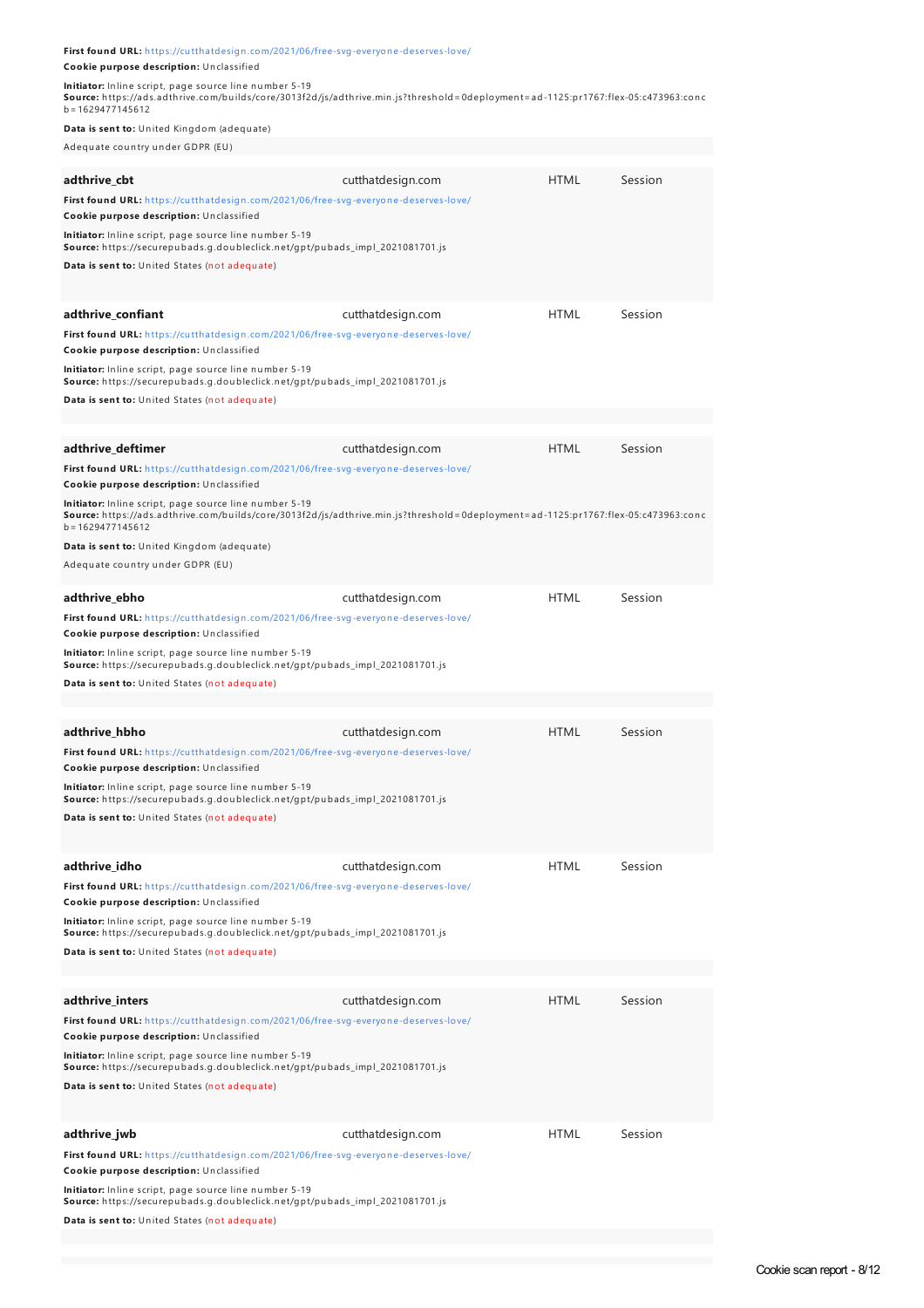**First found URL:** https://cutthatdesign.com/2021/06/free-svg-everyone-deserves-love/

**Cookie purpose description:** Unclassified

**Initiator:** Inline script, page source line number 5-19
**Source:** https://ads.adthrive.com/builds/core/3013f2d/js/adthrive.min.js?threshold=0deployment=ad-1125:pr1767:flex-05:c473963:concb=1629477145612

**Data is sent to:** United Kingdom (adequate)

Adequate country under GDPR (EU)

| **adthrive_cbt** | cutthatdesign.com | HTML | Session |
|---|---|---|---|

**First found URL:** https://cutthatdesign.com/2021/06/free-svg-everyone-deserves-love/

**Cookie purpose description:** Unclassified

**Initiator:** Inline script, page source line number 5-19
**Source:** https://securepubads.g.doubleclick.net/gpt/pubads_impl_2021081701.js

**Data is sent to:** United States (not adequate)

| **adthrive_confiant** | cutthatdesign.com | HTML | Session |
|---|---|---|---|

**First found URL:** https://cutthatdesign.com/2021/06/free-svg-everyone-deserves-love/

**Cookie purpose description:** Unclassified

**Initiator:** Inline script, page source line number 5-19
**Source:** https://securepubads.g.doubleclick.net/gpt/pubads_impl_2021081701.js

**Data is sent to:** United States (not adequate)

| **adthrive_deftimer** | cutthatdesign.com | HTML | Session |
|---|---|---|---|

**First found URL:** https://cutthatdesign.com/2021/06/free-svg-everyone-deserves-love/

**Cookie purpose description:** Unclassified

**Initiator:** Inline script, page source line number 5-19
**Source:** https://ads.adthrive.com/builds/core/3013f2d/js/adthrive.min.js?threshold=0deployment=ad-1125:pr1767:flex-05:c473963:concb=1629477145612

**Data is sent to:** United Kingdom (adequate)

Adequate country under GDPR (EU)

| **adthrive_ebho** | cutthatdesign.com | HTML | Session |
|---|---|---|---|

**First found URL:** https://cutthatdesign.com/2021/06/free-svg-everyone-deserves-love/

**Cookie purpose description:** Unclassified

**Initiator:** Inline script, page source line number 5-19
**Source:** https://securepubads.g.doubleclick.net/gpt/pubads_impl_2021081701.js

**Data is sent to:** United States (not adequate)

| **adthrive_hbho** | cutthatdesign.com | HTML | Session |
|---|---|---|---|

**First found URL:** https://cutthatdesign.com/2021/06/free-svg-everyone-deserves-love/

**Cookie purpose description:** Unclassified

**Initiator:** Inline script, page source line number 5-19
**Source:** https://securepubads.g.doubleclick.net/gpt/pubads_impl_2021081701.js

**Data is sent to:** United States (not adequate)

| **adthrive_idho** | cutthatdesign.com | HTML | Session |
|---|---|---|---|

**First found URL:** https://cutthatdesign.com/2021/06/free-svg-everyone-deserves-love/

**Cookie purpose description:** Unclassified

**Initiator:** Inline script, page source line number 5-19
**Source:** https://securepubads.g.doubleclick.net/gpt/pubads_impl_2021081701.js

**Data is sent to:** United States (not adequate)

| **adthrive_inters** | cutthatdesign.com | HTML | Session |
|---|---|---|---|

**First found URL:** https://cutthatdesign.com/2021/06/free-svg-everyone-deserves-love/

**Cookie purpose description:** Unclassified

**Initiator:** Inline script, page source line number 5-19
**Source:** https://securepubads.g.doubleclick.net/gpt/pubads_impl_2021081701.js

**Data is sent to:** United States (not adequate)

| **adthrive_jwb** | cutthatdesign.com | HTML | Session |
|---|---|---|---|

**First found URL:** https://cutthatdesign.com/2021/06/free-svg-everyone-deserves-love/

**Cookie purpose description:** Unclassified

**Initiator:** Inline script, page source line number 5-19
**Source:** https://securepubads.g.doubleclick.net/gpt/pubads_impl_2021081701.js

**Data is sent to:** United States (not adequate)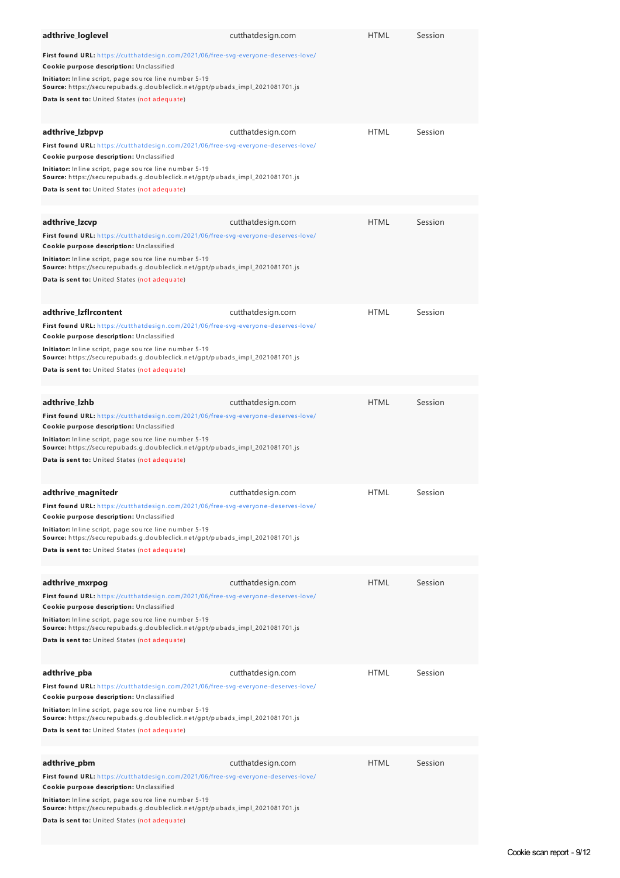**adthrive_loglevel** cutthatdesign.com HTML Session

**First found URL:** https://cutthatdesign.com/2021/06/free-svg-everyone-deserves-love/

**Cookie purpose description:** Unclassified

**Initiator:** Inline script, page source line number 5-19
**Source:** https://securepubads.g.doubleclick.net/gpt/pubads_impl_2021081701.js

**Data is sent to:** United States (not adequate)

**adthrive_lzbpvp** cutthatdesign.com HTML Session

**First found URL:** https://cutthatdesign.com/2021/06/free-svg-everyone-deserves-love/

**Cookie purpose description:** Unclassified

**Initiator:** Inline script, page source line number 5-19
**Source:** https://securepubads.g.doubleclick.net/gpt/pubads_impl_2021081701.js

**Data is sent to:** United States (not adequate)

**adthrive_lzcvp** cutthatdesign.com HTML Session

**First found URL:** https://cutthatdesign.com/2021/06/free-svg-everyone-deserves-love/

**Cookie purpose description:** Unclassified

**Initiator:** Inline script, page source line number 5-19
**Source:** https://securepubads.g.doubleclick.net/gpt/pubads_impl_2021081701.js

**Data is sent to:** United States (not adequate)

**adthrive_lzflrcontent** cutthatdesign.com HTML Session

**First found URL:** https://cutthatdesign.com/2021/06/free-svg-everyone-deserves-love/

**Cookie purpose description:** Unclassified

**Initiator:** Inline script, page source line number 5-19
**Source:** https://securepubads.g.doubleclick.net/gpt/pubads_impl_2021081701.js

**Data is sent to:** United States (not adequate)

**adthrive_lzhb** cutthatdesign.com HTML Session

**First found URL:** https://cutthatdesign.com/2021/06/free-svg-everyone-deserves-love/

**Cookie purpose description:** Unclassified

**Initiator:** Inline script, page source line number 5-19
**Source:** https://securepubads.g.doubleclick.net/gpt/pubads_impl_2021081701.js

**Data is sent to:** United States (not adequate)

**adthrive_magnitedr** cutthatdesign.com HTML Session

**First found URL:** https://cutthatdesign.com/2021/06/free-svg-everyone-deserves-love/

**Cookie purpose description:** Unclassified

**Initiator:** Inline script, page source line number 5-19
**Source:** https://securepubads.g.doubleclick.net/gpt/pubads_impl_2021081701.js

**Data is sent to:** United States (not adequate)

**adthrive_mxrpog** cutthatdesign.com HTML Session

**First found URL:** https://cutthatdesign.com/2021/06/free-svg-everyone-deserves-love/

**Cookie purpose description:** Unclassified

**Initiator:** Inline script, page source line number 5-19
**Source:** https://securepubads.g.doubleclick.net/gpt/pubads_impl_2021081701.js

**Data is sent to:** United States (not adequate)

**adthrive_pba** cutthatdesign.com HTML Session

**First found URL:** https://cutthatdesign.com/2021/06/free-svg-everyone-deserves-love/

**Cookie purpose description:** Unclassified

**Initiator:** Inline script, page source line number 5-19
**Source:** https://securepubads.g.doubleclick.net/gpt/pubads_impl_2021081701.js

**Data is sent to:** United States (not adequate)

**adthrive_pbm** cutthatdesign.com HTML Session

**First found URL:** https://cutthatdesign.com/2021/06/free-svg-everyone-deserves-love/

**Cookie purpose description:** Unclassified

**Initiator:** Inline script, page source line number 5-19
**Source:** https://securepubads.g.doubleclick.net/gpt/pubads_impl_2021081701.js

**Data is sent to:** United States (not adequate)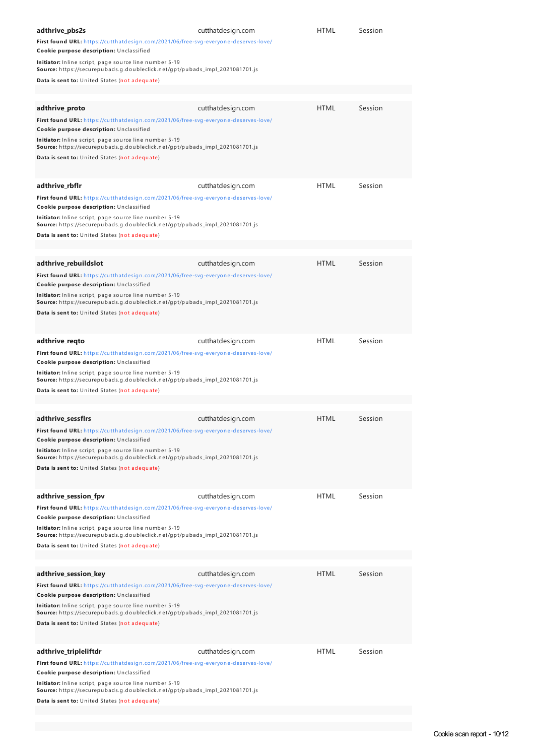**adthrive_pbs2s** cutthatdesign.com HTML Session

**First found URL:** https://cutthatdesign.com/2021/06/free-svg-everyone-deserves-love/

**Cookie purpose description:** Unclassified

**Initiator:** Inline script, page source line number 5-19
**Source:** https://securepubads.g.doubleclick.net/gpt/pubads_impl_2021081701.js

**Data is sent to:** United States (not adequate)

**adthrive_proto** cutthatdesign.com HTML Session

**First found URL:** https://cutthatdesign.com/2021/06/free-svg-everyone-deserves-love/

**Cookie purpose description:** Unclassified

**Initiator:** Inline script, page source line number 5-19
**Source:** https://securepubads.g.doubleclick.net/gpt/pubads_impl_2021081701.js

**Data is sent to:** United States (not adequate)

**adthrive_rbflr** cutthatdesign.com HTML Session

**First found URL:** https://cutthatdesign.com/2021/06/free-svg-everyone-deserves-love/

**Cookie purpose description:** Unclassified

**Initiator:** Inline script, page source line number 5-19
**Source:** https://securepubads.g.doubleclick.net/gpt/pubads_impl_2021081701.js

**Data is sent to:** United States (not adequate)

**adthrive_rebuildslot** cutthatdesign.com HTML Session

**First found URL:** https://cutthatdesign.com/2021/06/free-svg-everyone-deserves-love/

**Cookie purpose description:** Unclassified

**Initiator:** Inline script, page source line number 5-19
**Source:** https://securepubads.g.doubleclick.net/gpt/pubads_impl_2021081701.js

**Data is sent to:** United States (not adequate)

**adthrive_reqto** cutthatdesign.com HTML Session

**First found URL:** https://cutthatdesign.com/2021/06/free-svg-everyone-deserves-love/

**Cookie purpose description:** Unclassified

**Initiator:** Inline script, page source line number 5-19
**Source:** https://securepubads.g.doubleclick.net/gpt/pubads_impl_2021081701.js

**Data is sent to:** United States (not adequate)

**adthrive_sessflrs** cutthatdesign.com HTML Session

**First found URL:** https://cutthatdesign.com/2021/06/free-svg-everyone-deserves-love/

**Cookie purpose description:** Unclassified

**Initiator:** Inline script, page source line number 5-19
**Source:** https://securepubads.g.doubleclick.net/gpt/pubads_impl_2021081701.js

**Data is sent to:** United States (not adequate)

**adthrive_session_fpv** cutthatdesign.com HTML Session

**First found URL:** https://cutthatdesign.com/2021/06/free-svg-everyone-deserves-love/

**Cookie purpose description:** Unclassified

**Initiator:** Inline script, page source line number 5-19
**Source:** https://securepubads.g.doubleclick.net/gpt/pubads_impl_2021081701.js

**Data is sent to:** United States (not adequate)

**adthrive_session_key** cutthatdesign.com HTML Session

**First found URL:** https://cutthatdesign.com/2021/06/free-svg-everyone-deserves-love/

**Cookie purpose description:** Unclassified

**Initiator:** Inline script, page source line number 5-19
**Source:** https://securepubads.g.doubleclick.net/gpt/pubads_impl_2021081701.js

**Data is sent to:** United States (not adequate)

**adthrive_tripleliftdr** cutthatdesign.com HTML Session

**First found URL:** https://cutthatdesign.com/2021/06/free-svg-everyone-deserves-love/

**Cookie purpose description:** Unclassified

**Initiator:** Inline script, page source line number 5-19
**Source:** https://securepubads.g.doubleclick.net/gpt/pubads_impl_2021081701.js

**Data is sent to:** United States (not adequate)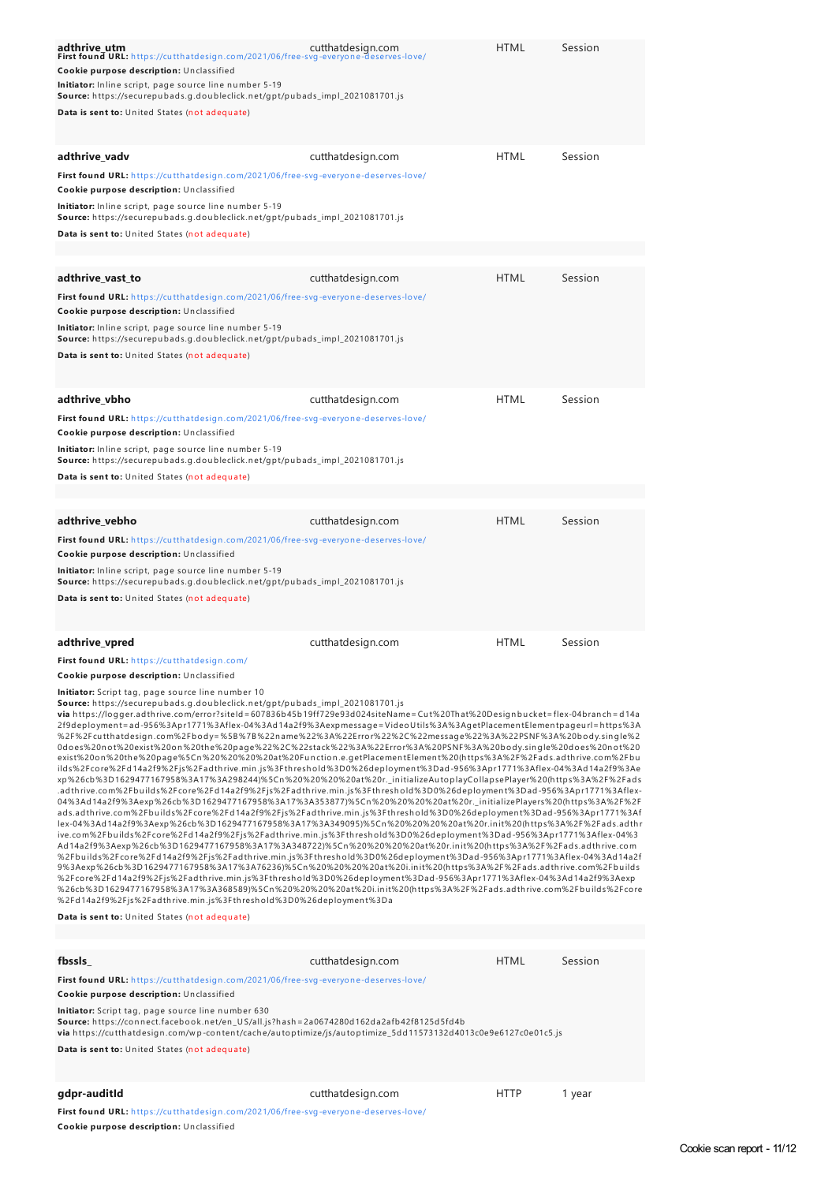**adthrive_utm** cutthatdesign.com HTML Session

**First found URL:** https://cutthatdesign.com/2021/06/free-svg-everyone-deserves-love/

**Cookie purpose description:** Unclassified

**Initiator:** Inline script, page source line number 5-19
**Source:** https://securepubads.g.doubleclick.net/gpt/pubads_impl_2021081701.js

**Data is sent to:** United States (not adequate)

**adthrive_vadv** cutthatdesign.com HTML Session

**First found URL:** https://cutthatdesign.com/2021/06/free-svg-everyone-deserves-love/

**Cookie purpose description:** Unclassified

**Initiator:** Inline script, page source line number 5-19
**Source:** https://securepubads.g.doubleclick.net/gpt/pubads_impl_2021081701.js

**Data is sent to:** United States (not adequate)

**adthrive_vast_to** cutthatdesign.com HTML Session

**First found URL:** https://cutthatdesign.com/2021/06/free-svg-everyone-deserves-love/

**Cookie purpose description:** Unclassified

**Initiator:** Inline script, page source line number 5-19
**Source:** https://securepubads.g.doubleclick.net/gpt/pubads_impl_2021081701.js

**Data is sent to:** United States (not adequate)

**adthrive_vbho** cutthatdesign.com HTML Session

**First found URL:** https://cutthatdesign.com/2021/06/free-svg-everyone-deserves-love/

**Cookie purpose description:** Unclassified

**Initiator:** Inline script, page source line number 5-19
**Source:** https://securepubads.g.doubleclick.net/gpt/pubads_impl_2021081701.js

**Data is sent to:** United States (not adequate)

**adthrive_vebho** cutthatdesign.com HTML Session

**First found URL:** https://cutthatdesign.com/2021/06/free-svg-everyone-deserves-love/

**Cookie purpose description:** Unclassified

**Initiator:** Inline script, page source line number 5-19
**Source:** https://securepubads.g.doubleclick.net/gpt/pubads_impl_2021081701.js

**Data is sent to:** United States (not adequate)

**adthrive_vpred** cutthatdesign.com HTML Session

**First found URL:** https://cutthatdesign.com/

**Cookie purpose description:** Unclassified

**Initiator:** Script tag, page source line number 10
**Source:** https://securepubads.g.doubleclick.net/gpt/pubads_impl_2021081701.js
**via** https://logger.adthrive.com/error?siteId=607836b45b19ff729e93d024siteName=Cut%20That%20Designbucket=flex-04branch=d14a2f9deployment=ad-956%3Apr1771%3Aflex-04%3Ad14a2f9%3Aexpmessage=VideoUtils%3A%3AgetPlacementElementpageurl=https%3A%2F%2Fcutthatdesign.com%2Fbody=%5B%7B%22name%22%3A%22Error%22%2C%22message%22%3A%22PSNF%3A%20body.single%20does%20not%20exist%20on%20the%20page%22%2C%22stack%22%3A%22Error%3A%20PSNF%3A%20body.single%20does%20not%20exist%20on%20the%20page%5Cn%20%20%20%20at%20Function.e.getPlacementElement%20(https%3A%2F%2Fads.adthrive.com%2Fbuilds%2Fcore%2Fd14a2f9%2Fjs%2Fadthrive.min.js%3Fthreshold%3D0%26deployment%3Dad-956%3Apr1771%3Aflex-04%3Ad14a2f9%3Aexp%26cb%3D1629477167958%3A17%3A298244)%5Cn%20%20%20%20at%20r._initializeAutoplayCollapsePlayer%20(https%3A%2F%2Fads.adthrive.com%2Fbuilds%2Fcore%2Fd14a2f9%2Fjs%2Fadthrive.min.js%3Fthreshold%3D0%26deployment%3Dad-956%3Apr1771%3Aflex-04%3Ad14a2f9%3Aexp%26cb%3D1629477167958%3A17%3A353877)%5Cn%20%20%20%20at%20r._initializePlayers%20(https%3A%2F%2Fads.adthrive.com%2Fbuilds%2Fcore%2Fd14a2f9%2Fjs%2Fadthrive.min.js%3Fthreshold%3D0%26deployment%3Dad-956%3Apr1771%3Aflex-04%3Ad14a2f9%3Aexp%26cb%3D1629477167958%3A17%3A349095)%5Cn%20%20%20%20at%20r.init%20(https%3A%2F%2Fads.adthrive.com%2Fbuilds%2Fcore%2Fd14a2f9%2Fjs%2Fadthrive.min.js%3Fthreshold%3D0%26deployment%3Dad-956%3Apr1771%3Aflex-04%3Ad14a2f9%3Aexp%26cb%3D1629477167958%3A17%3A348722)%5Cn%20%20%20%20at%20r.init%20(https%3A%2F%2Fads.adthrive.com%2Fbuilds%2Fcore%2Fd14a2f9%2Fjs%2Fadthrive.min.js%3Fthreshold%3D0%26deployment%3Dad-956%3Apr1771%3Aflex-04%3Ad14a2f9%3Aexp%26cb%3D1629477167958%3A17%3A76236)%5Cn%20%20%20%20at%20i.init%20(https%3A%2F%2Fads.adthrive.com%2Fbuilds%2Fcore%2Fd14a2f9%2Fjs%2Fadthrive.min.js%3Fthreshold%3D0%26deployment%3Dad-956%3Apr1771%3Aflex-04%3Ad14a2f9%3Aexp%26cb%3D1629477167958%3A17%3A368589)%5Cn%20%20%20%20at%20i.init%20(https%3A%2F%2Fads.adthrive.com%2Fbuilds%2Fcore%2Fd14a2f9%2Fjs%2Fadthrive.min.js%3Fthreshold%3D0%26deployment%3Da

**Data is sent to:** United States (not adequate)

**fbssls_** cutthatdesign.com HTML Session

**First found URL:** https://cutthatdesign.com/2021/06/free-svg-everyone-deserves-love/

**Cookie purpose description:** Unclassified

**Initiator:** Script tag, page source line number 630
**Source:** https://connect.facebook.net/en_US/all.js?hash=2a0674280d162da2afb42f8125d5fd4b
**via** https://cutthatdesign.com/wp-content/cache/autoptimize/js/autoptimize_5dd11573132d4013c0e9e6127c0e01c5.js

**Data is sent to:** United States (not adequate)

**gdpr-auditId** cutthatdesign.com HTTP 1 year

**First found URL:** https://cutthatdesign.com/2021/06/free-svg-everyone-deserves-love/

**Cookie purpose description:** Unclassified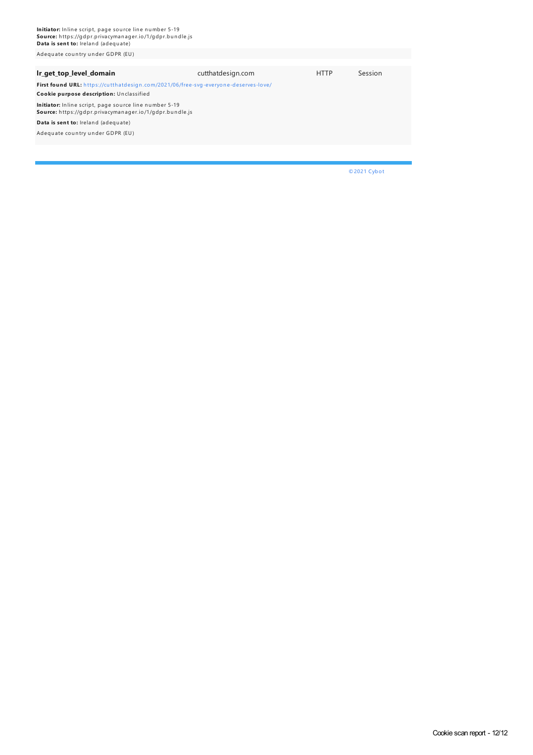**Initiator:** Inline script, page source line number 5-19
**Source:** https://gdpr.privacymanager.io/1/gdpr.bundle.js
**Data is sent to:** Ireland (adequate)

Adequate country under GDPR (EU)

| | | | |
|---|---|---|---|
| **lr_get_top_level_domain** | cutthatdesign.com | HTTP | Session |

**First found URL:** https://cutthatdesign.com/2021/06/free-svg-everyone-deserves-love/

**Cookie purpose description:** Unclassified

**Initiator:** Inline script, page source line number 5-19
**Source:** https://gdpr.privacymanager.io/1/gdpr.bundle.js

**Data is sent to:** Ireland (adequate)

Adequate country under GDPR (EU)

©2021 Cybot